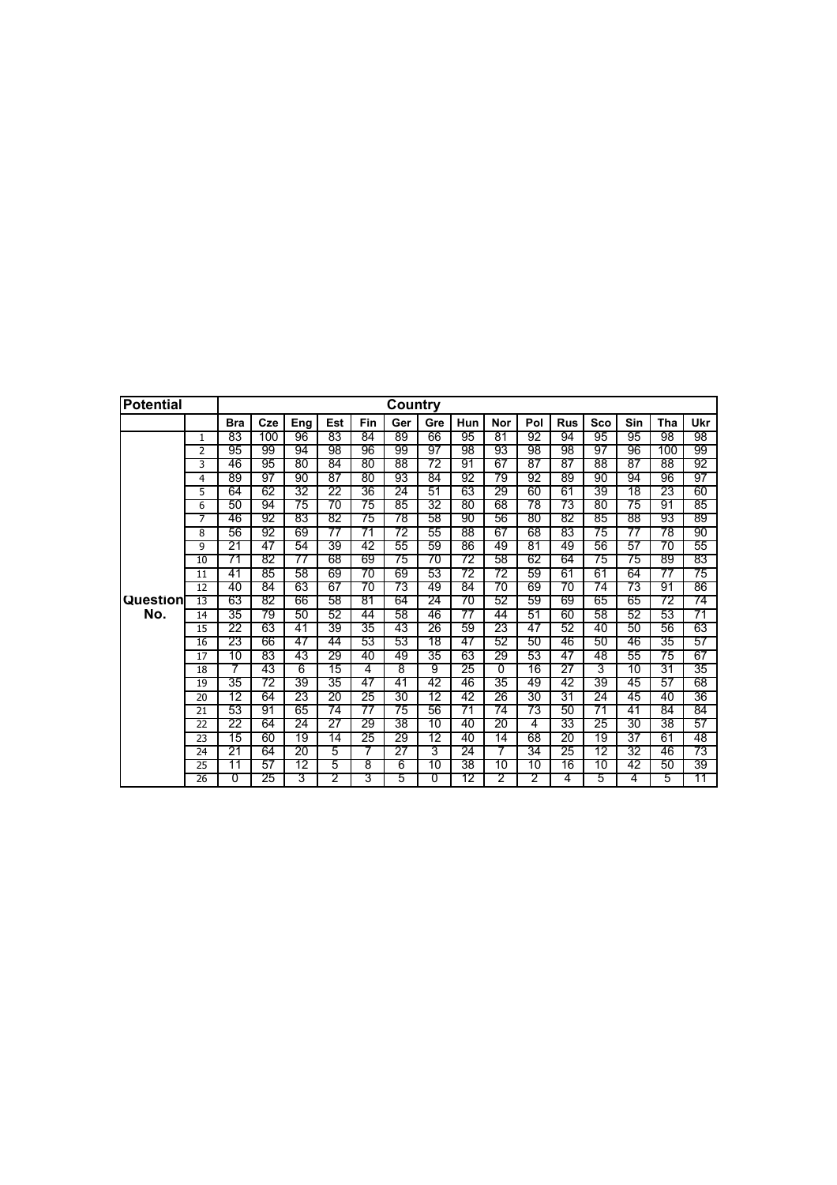| Potential | | Country | | | | | | | | | | | | | | |
|---|---|---|---|---|---|---|---|---|---|---|---|---|---|---|---|---|
| | | Bra | Cze | Eng | Est | Fin | Ger | Gre | Hun | Nor | Pol | Rus | Sco | Sin | Tha | Ukr |
| Question No. | 1 | 83 | 100 | 96 | 83 | 84 | 89 | 66 | 95 | 81 | 92 | 94 | 95 | 95 | 98 | 98 |
| | 2 | 95 | 99 | 94 | 98 | 96 | 99 | 97 | 98 | 93 | 98 | 98 | 97 | 96 | 100 | 99 |
| | 3 | 46 | 95 | 80 | 84 | 80 | 88 | 72 | 91 | 67 | 87 | 87 | 88 | 87 | 88 | 92 |
| | 4 | 89 | 97 | 90 | 87 | 80 | 93 | 84 | 92 | 79 | 92 | 89 | 90 | 94 | 96 | 97 |
| | 5 | 64 | 62 | 32 | 22 | 36 | 24 | 51 | 63 | 29 | 60 | 61 | 39 | 18 | 23 | 60 |
| | 6 | 50 | 94 | 75 | 70 | 75 | 85 | 32 | 80 | 68 | 78 | 73 | 80 | 75 | 91 | 85 |
| | 7 | 46 | 92 | 83 | 82 | 75 | 78 | 58 | 90 | 56 | 80 | 82 | 85 | 88 | 93 | 89 |
| | 8 | 56 | 92 | 69 | 77 | 71 | 72 | 55 | 88 | 67 | 68 | 83 | 75 | 77 | 78 | 90 |
| | 9 | 21 | 47 | 54 | 39 | 42 | 55 | 59 | 86 | 49 | 81 | 49 | 56 | 57 | 70 | 55 |
| | 10 | 71 | 82 | 77 | 68 | 69 | 75 | 70 | 72 | 58 | 62 | 64 | 75 | 75 | 89 | 83 |
| | 11 | 41 | 85 | 58 | 69 | 70 | 69 | 53 | 72 | 72 | 59 | 61 | 61 | 64 | 77 | 75 |
| | 12 | 40 | 84 | 63 | 67 | 70 | 73 | 49 | 84 | 70 | 69 | 70 | 74 | 73 | 91 | 86 |
| | 13 | 63 | 82 | 66 | 58 | 81 | 64 | 24 | 70 | 52 | 59 | 69 | 65 | 65 | 72 | 74 |
| | 14 | 35 | 79 | 50 | 52 | 44 | 58 | 46 | 77 | 44 | 51 | 60 | 58 | 52 | 53 | 71 |
| | 15 | 22 | 63 | 41 | 39 | 35 | 43 | 26 | 59 | 23 | 47 | 52 | 40 | 50 | 56 | 63 |
| | 16 | 23 | 66 | 47 | 44 | 53 | 53 | 18 | 47 | 52 | 50 | 46 | 50 | 46 | 35 | 57 |
| | 17 | 10 | 83 | 43 | 29 | 40 | 49 | 35 | 63 | 29 | 53 | 47 | 48 | 55 | 75 | 67 |
| | 18 | 7 | 43 | 6 | 15 | 4 | 8 | 9 | 25 | 0 | 16 | 27 | 3 | 10 | 31 | 35 |
| | 19 | 35 | 72 | 39 | 35 | 47 | 41 | 42 | 46 | 35 | 49 | 42 | 39 | 45 | 57 | 68 |
| | 20 | 12 | 64 | 23 | 20 | 25 | 30 | 12 | 42 | 26 | 30 | 31 | 24 | 45 | 40 | 36 |
| | 21 | 53 | 91 | 65 | 74 | 77 | 75 | 56 | 71 | 74 | 73 | 50 | 71 | 41 | 84 | 84 |
| | 22 | 22 | 64 | 24 | 27 | 29 | 38 | 10 | 40 | 20 | 4 | 33 | 25 | 30 | 38 | 57 |
| | 23 | 15 | 60 | 19 | 14 | 25 | 29 | 12 | 40 | 14 | 68 | 20 | 19 | 37 | 61 | 48 |
| | 24 | 21 | 64 | 20 | 5 | 7 | 27 | 3 | 24 | 7 | 34 | 25 | 12 | 32 | 46 | 73 |
| | 25 | 11 | 57 | 12 | 5 | 8 | 6 | 10 | 38 | 10 | 10 | 16 | 10 | 42 | 50 | 39 |
| | 26 | 0 | 25 | 3 | 2 | 3 | 5 | 0 | 12 | 2 | 2 | 4 | 5 | 4 | 5 | 11 |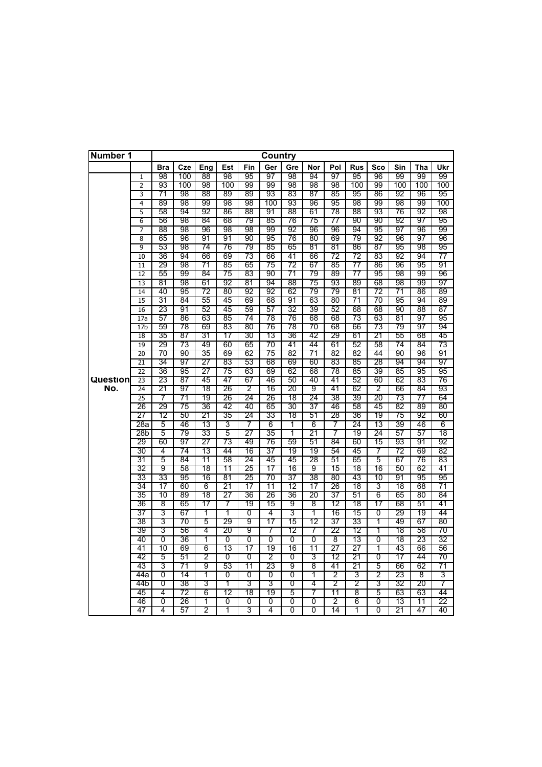| Number 1 | | Country | | | | | | | | | | | | | |
|---|---|---|---|---|---|---|---|---|---|---|---|---|---|---|---|
| | | Bra | Cze | Eng | Est | Fin | Ger | Gre | Nor | Pol | Rus | Sco | Sin | Tha | Ukr |
| Question No. | 1 | 98 | 100 | 88 | 98 | 95 | 97 | 98 | 94 | 97 | 95 | 96 | 99 | 99 | 99 |
| | 2 | 93 | 100 | 98 | 100 | 99 | 99 | 98 | 98 | 98 | 100 | 99 | 100 | 100 | 100 |
| | 3 | 71 | 98 | 88 | 89 | 89 | 93 | 83 | 87 | 85 | 95 | 86 | 92 | 96 | 95 |
| | 4 | 89 | 98 | 99 | 98 | 98 | 100 | 93 | 96 | 95 | 98 | 99 | 98 | 99 | 100 |
| | 5 | 58 | 94 | 92 | 86 | 88 | 91 | 88 | 61 | 78 | 88 | 93 | 76 | 92 | 98 |
| | 6 | 56 | 98 | 84 | 68 | 79 | 85 | 76 | 75 | 77 | 90 | 90 | 92 | 97 | 95 |
| | 7 | 88 | 98 | 96 | 98 | 98 | 99 | 92 | 96 | 96 | 94 | 95 | 97 | 96 | 99 |
| | 8 | 65 | 96 | 91 | 91 | 90 | 95 | 76 | 80 | 69 | 79 | 92 | 96 | 97 | 96 |
| | 9 | 53 | 98 | 74 | 76 | 79 | 85 | 65 | 81 | 81 | 86 | 87 | 95 | 98 | 95 |
| | 10 | 36 | 94 | 66 | 69 | 73 | 66 | 41 | 66 | 72 | 72 | 83 | 92 | 94 | 77 |
| | 11 | 29 | 98 | 71 | 85 | 65 | 75 | 72 | 67 | 85 | 77 | 86 | 96 | 95 | 91 |
| | 12 | 55 | 99 | 84 | 75 | 83 | 90 | 71 | 79 | 89 | 77 | 95 | 98 | 99 | 96 |
| | 13 | 81 | 98 | 61 | 92 | 81 | 94 | 88 | 75 | 93 | 89 | 68 | 98 | 99 | 97 |
| | 14 | 40 | 95 | 72 | 80 | 92 | 92 | 62 | 79 | 79 | 81 | 72 | 71 | 86 | 89 |
| | 15 | 31 | 84 | 55 | 45 | 69 | 68 | 91 | 63 | 80 | 71 | 70 | 95 | 94 | 89 |
| | 16 | 23 | 91 | 52 | 45 | 59 | 57 | 32 | 39 | 52 | 68 | 68 | 90 | 88 | 87 |
| | 17a | 57 | 86 | 63 | 85 | 74 | 78 | 76 | 68 | 68 | 73 | 63 | 81 | 97 | 95 |
| | 17b | 59 | 78 | 69 | 83 | 80 | 76 | 78 | 70 | 68 | 66 | 73 | 79 | 97 | 94 |
| | 18 | 35 | 87 | 31 | 17 | 30 | 13 | 36 | 42 | 29 | 61 | 21 | 55 | 68 | 45 |
| | 19 | 29 | 73 | 49 | 60 | 65 | 70 | 41 | 44 | 61 | 52 | 58 | 74 | 84 | 73 |
| | 20 | 70 | 90 | 35 | 69 | 62 | 75 | 82 | 71 | 82 | 82 | 44 | 90 | 96 | 91 |
| | 21 | 34 | 97 | 27 | 83 | 53 | 68 | 69 | 60 | 83 | 85 | 28 | 94 | 94 | 97 |
| | 22 | 36 | 95 | 27 | 75 | 63 | 69 | 62 | 68 | 78 | 85 | 39 | 85 | 95 | 95 |
| | 23 | 23 | 87 | 45 | 47 | 67 | 46 | 50 | 40 | 41 | 52 | 60 | 62 | 83 | 76 |
| | 24 | 21 | 97 | 18 | 26 | 2 | 16 | 20 | 9 | 41 | 62 | 2 | 66 | 84 | 93 |
| | 25 | 7 | 71 | 19 | 26 | 24 | 26 | 18 | 24 | 38 | 39 | 20 | 73 | 77 | 64 |
| | 26 | 29 | 75 | 36 | 42 | 40 | 65 | 30 | 37 | 46 | 58 | 45 | 82 | 89 | 80 |
| | 27 | 12 | 50 | 21 | 35 | 24 | 33 | 18 | 51 | 28 | 36 | 19 | 75 | 92 | 60 |
| | 28a | 5 | 46 | 13 | 3 | 7 | 6 | 1 | 6 | 7 | 24 | 13 | 39 | 46 | 6 |
| | 28b | 5 | 79 | 33 | 5 | 27 | 35 | 1 | 21 | 7 | 19 | 24 | 57 | 57 | 18 |
| | 29 | 60 | 97 | 27 | 73 | 49 | 76 | 59 | 51 | 84 | 60 | 15 | 93 | 91 | 92 |
| | 30 | 4 | 74 | 13 | 44 | 16 | 37 | 19 | 19 | 54 | 45 | 7 | 72 | 69 | 82 |
| | 31 | 5 | 84 | 11 | 58 | 24 | 45 | 45 | 28 | 51 | 65 | 5 | 67 | 76 | 83 |
| | 32 | 9 | 58 | 18 | 11 | 25 | 17 | 16 | 9 | 15 | 18 | 16 | 50 | 62 | 41 |
| | 33 | 33 | 95 | 16 | 81 | 25 | 70 | 37 | 38 | 80 | 43 | 10 | 91 | 95 | 95 |
| | 34 | 17 | 60 | 6 | 21 | 17 | 11 | 12 | 17 | 26 | 18 | 3 | 18 | 68 | 71 |
| | 35 | 10 | 89 | 18 | 27 | 36 | 26 | 36 | 20 | 37 | 51 | 6 | 65 | 80 | 84 |
| | 36 | 8 | 65 | 17 | 7 | 19 | 15 | 9 | 8 | 12 | 18 | 17 | 68 | 51 | 41 |
| | 37 | 3 | 67 | 1 | 1 | 0 | 4 | 3 | 1 | 16 | 15 | 0 | 29 | 19 | 44 |
| | 38 | 3 | 70 | 5 | 29 | 9 | 17 | 15 | 12 | 37 | 33 | 1 | 49 | 67 | 80 |
| | 39 | 3 | 56 | 4 | 20 | 9 | 7 | 12 | 7 | 22 | 12 | 1 | 18 | 56 | 70 |
| | 40 | 0 | 36 | 1 | 0 | 0 | 0 | 0 | 0 | 8 | 13 | 0 | 18 | 23 | 32 |
| | 41 | 10 | 69 | 6 | 13 | 17 | 19 | 16 | 11 | 27 | 27 | 1 | 43 | 66 | 56 |
| | 42 | 5 | 51 | 2 | 0 | 0 | 2 | 0 | 3 | 12 | 21 | 0 | 17 | 44 | 70 |
| | 43 | 3 | 71 | 9 | 53 | 11 | 23 | 9 | 8 | 41 | 21 | 5 | 66 | 62 | 71 |
| | 44a | 0 | 14 | 1 | 0 | 0 | 0 | 0 | 1 | 2 | 3 | 2 | 23 | 8 | 3 |
| | 44b | 0 | 38 | 3 | 1 | 3 | 3 | 0 | 4 | 2 | 2 | 3 | 32 | 20 | 7 |
| | 45 | 4 | 72 | 6 | 12 | 18 | 19 | 5 | 7 | 11 | 8 | 5 | 63 | 63 | 44 |
| | 46 | 0 | 26 | 1 | 0 | 0 | 0 | 0 | 0 | 2 | 6 | 0 | 13 | 11 | 22 |
| | 47 | 4 | 57 | 2 | 1 | 3 | 4 | 0 | 0 | 14 | 1 | 0 | 21 | 47 | 40 |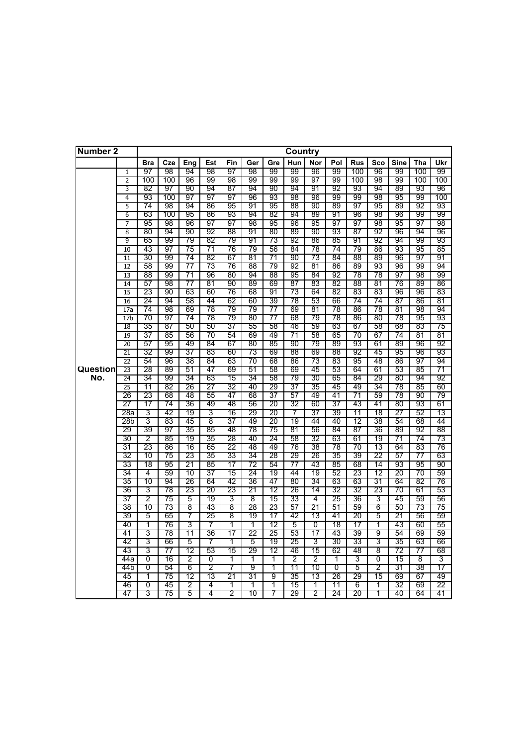| Number 2 | | Country | | | | | | | | | | | | | | |
|---|---|---|---|---|---|---|---|---|---|---|---|---|---|---|---|---|
| | | Bra | Cze | Eng | Est | Fin | Ger | Gre | Hun | Nor | Pol | Rus | Sco | Sine | Tha | Ukr |
| Question No. | 1 | 97 | 98 | 94 | 98 | 97 | 98 | 99 | 99 | 96 | 99 | 100 | 96 | 99 | 100 | 99 |
| | 2 | 100 | 100 | 96 | 99 | 98 | 99 | 99 | 99 | 97 | 99 | 100 | 98 | 99 | 100 | 100 |
| | 3 | 82 | 97 | 90 | 94 | 87 | 94 | 90 | 94 | 91 | 92 | 93 | 94 | 89 | 93 | 96 |
| | 4 | 93 | 100 | 97 | 97 | 97 | 96 | 93 | 98 | 96 | 99 | 99 | 98 | 95 | 99 | 100 |
| | 5 | 74 | 98 | 94 | 86 | 95 | 91 | 95 | 88 | 90 | 89 | 97 | 95 | 89 | 92 | 93 |
| | 6 | 63 | 100 | 95 | 86 | 93 | 94 | 82 | 94 | 89 | 91 | 96 | 98 | 96 | 99 | 99 |
| | 7 | 95 | 98 | 96 | 97 | 97 | 98 | 95 | 96 | 95 | 97 | 97 | 98 | 96 | 97 | 98 |
| | 8 | 80 | 94 | 90 | 92 | 88 | 91 | 80 | 89 | 90 | 93 | 87 | 92 | 96 | 94 | 96 |
| | 9 | 65 | 99 | 79 | 82 | 79 | 91 | 73 | 92 | 86 | 85 | 91 | 92 | 94 | 99 | 93 |
| | 10 | 43 | 97 | 75 | 71 | 76 | 79 | 56 | 84 | 78 | 74 | 79 | 86 | 93 | 95 | 85 |
| | 11 | 30 | 99 | 74 | 82 | 67 | 81 | 71 | 90 | 73 | 84 | 88 | 89 | 96 | 97 | 91 |
| | 12 | 58 | 99 | 77 | 73 | 76 | 88 | 79 | 92 | 81 | 86 | 89 | 93 | 96 | 99 | 94 |
| | 13 | 88 | 99 | 71 | 96 | 80 | 94 | 88 | 95 | 84 | 92 | 78 | 78 | 97 | 98 | 99 |
| | 14 | 57 | 98 | 77 | 81 | 90 | 89 | 69 | 87 | 83 | 82 | 88 | 81 | 76 | 89 | 86 |
| | 15 | 23 | 90 | 63 | 60 | 76 | 68 | 91 | 73 | 64 | 82 | 83 | 83 | 96 | 96 | 83 |
| | 16 | 24 | 94 | 58 | 44 | 62 | 60 | 39 | 78 | 53 | 66 | 74 | 74 | 87 | 86 | 81 |
| | 17a | 74 | 98 | 69 | 78 | 79 | 79 | 77 | 69 | 81 | 78 | 86 | 78 | 81 | 98 | 94 |
| | 17b | 70 | 97 | 74 | 78 | 79 | 80 | 77 | 68 | 79 | 78 | 86 | 80 | 78 | 95 | 93 |
| | 18 | 35 | 87 | 50 | 50 | 37 | 55 | 58 | 46 | 59 | 63 | 67 | 58 | 68 | 83 | 75 |
| | 19 | 37 | 85 | 56 | 70 | 54 | 69 | 49 | 71 | 58 | 65 | 70 | 67 | 74 | 81 | 81 |
| | 20 | 57 | 95 | 49 | 84 | 67 | 80 | 85 | 90 | 79 | 89 | 93 | 61 | 89 | 96 | 92 |
| | 21 | 32 | 99 | 37 | 83 | 60 | 73 | 69 | 88 | 69 | 88 | 92 | 45 | 95 | 96 | 93 |
| | 22 | 54 | 96 | 38 | 84 | 63 | 70 | 68 | 86 | 73 | 83 | 95 | 48 | 86 | 97 | 94 |
| | 23 | 28 | 89 | 51 | 47 | 69 | 51 | 58 | 69 | 45 | 53 | 64 | 61 | 53 | 85 | 71 |
| | 24 | 34 | 99 | 34 | 63 | 15 | 34 | 58 | 79 | 30 | 65 | 84 | 29 | 80 | 94 | 92 |
| | 25 | 11 | 82 | 26 | 27 | 32 | 40 | 29 | 37 | 35 | 45 | 49 | 34 | 78 | 85 | 60 |
| | 26 | 23 | 68 | 48 | 55 | 47 | 68 | 37 | 57 | 49 | 41 | 71 | 59 | 78 | 90 | 79 |
| | 27 | 17 | 74 | 36 | 49 | 48 | 56 | 20 | 32 | 60 | 37 | 43 | 41 | 80 | 93 | 61 |
| | 28a | 3 | 42 | 19 | 3 | 16 | 29 | 20 | 7 | 37 | 39 | 11 | 18 | 27 | 52 | 13 |
| | 28b | 3 | 83 | 45 | 8 | 37 | 49 | 20 | 19 | 44 | 40 | 12 | 38 | 54 | 68 | 44 |
| | 29 | 39 | 97 | 35 | 85 | 48 | 78 | 75 | 81 | 56 | 84 | 87 | 36 | 89 | 92 | 88 |
| | 30 | 2 | 85 | 19 | 35 | 28 | 40 | 24 | 58 | 32 | 63 | 61 | 19 | 71 | 74 | 73 |
| | 31 | 23 | 86 | 16 | 65 | 22 | 48 | 49 | 76 | 38 | 78 | 70 | 13 | 64 | 83 | 76 |
| | 32 | 10 | 75 | 23 | 35 | 33 | 34 | 28 | 29 | 26 | 35 | 39 | 22 | 57 | 77 | 63 |
| | 33 | 18 | 95 | 21 | 85 | 17 | 72 | 54 | 77 | 43 | 85 | 68 | 14 | 93 | 95 | 90 |
| | 34 | 4 | 59 | 10 | 37 | 15 | 24 | 19 | 44 | 19 | 52 | 23 | 12 | 20 | 70 | 59 |
| | 35 | 10 | 94 | 26 | 64 | 42 | 36 | 47 | 80 | 34 | 63 | 63 | 31 | 64 | 82 | 76 |
| | 36 | 3 | 78 | 23 | 20 | 23 | 21 | 12 | 26 | 14 | 32 | 32 | 23 | 70 | 61 | 53 |
| | 37 | 2 | 75 | 5 | 19 | 3 | 8 | 15 | 33 | 4 | 25 | 36 | 3 | 45 | 59 | 56 |
| | 38 | 10 | 73 | 8 | 43 | 8 | 28 | 23 | 57 | 21 | 51 | 59 | 6 | 50 | 73 | 75 |
| | 39 | 5 | 65 | 7 | 25 | 8 | 19 | 17 | 42 | 13 | 41 | 20 | 5 | 21 | 56 | 59 |
| | 40 | 1 | 76 | 3 | 7 | 1 | 1 | 12 | 5 | 0 | 18 | 17 | 1 | 43 | 60 | 55 |
| | 41 | 3 | 78 | 11 | 36 | 17 | 22 | 25 | 53 | 17 | 43 | 39 | 9 | 54 | 69 | 59 |
| | 42 | 3 | 66 | 5 | 7 | 1 | 5 | 19 | 25 | 3 | 30 | 33 | 3 | 35 | 63 | 66 |
| | 43 | 3 | 77 | 12 | 53 | 15 | 29 | 12 | 46 | 15 | 62 | 48 | 8 | 72 | 77 | 68 |
| | 44a | 0 | 16 | 2 | 0 | 1 | 1 | 1 | 2 | 2 | 1 | 3 | 0 | 15 | 8 | 3 |
| | 44b | 0 | 54 | 6 | 2 | 7 | 9 | 1 | 11 | 10 | 0 | 5 | 2 | 31 | 38 | 17 |
| | 45 | 1 | 75 | 12 | 13 | 21 | 31 | 9 | 35 | 13 | 26 | 29 | 15 | 69 | 67 | 49 |
| | 46 | 0 | 45 | 2 | 4 | 1 | 1 | 1 | 15 | 1 | 11 | 6 | 1 | 32 | 69 | 22 |
| | 47 | 3 | 75 | 5 | 4 | 2 | 10 | 7 | 29 | 2 | 24 | 20 | 1 | 40 | 64 | 41 |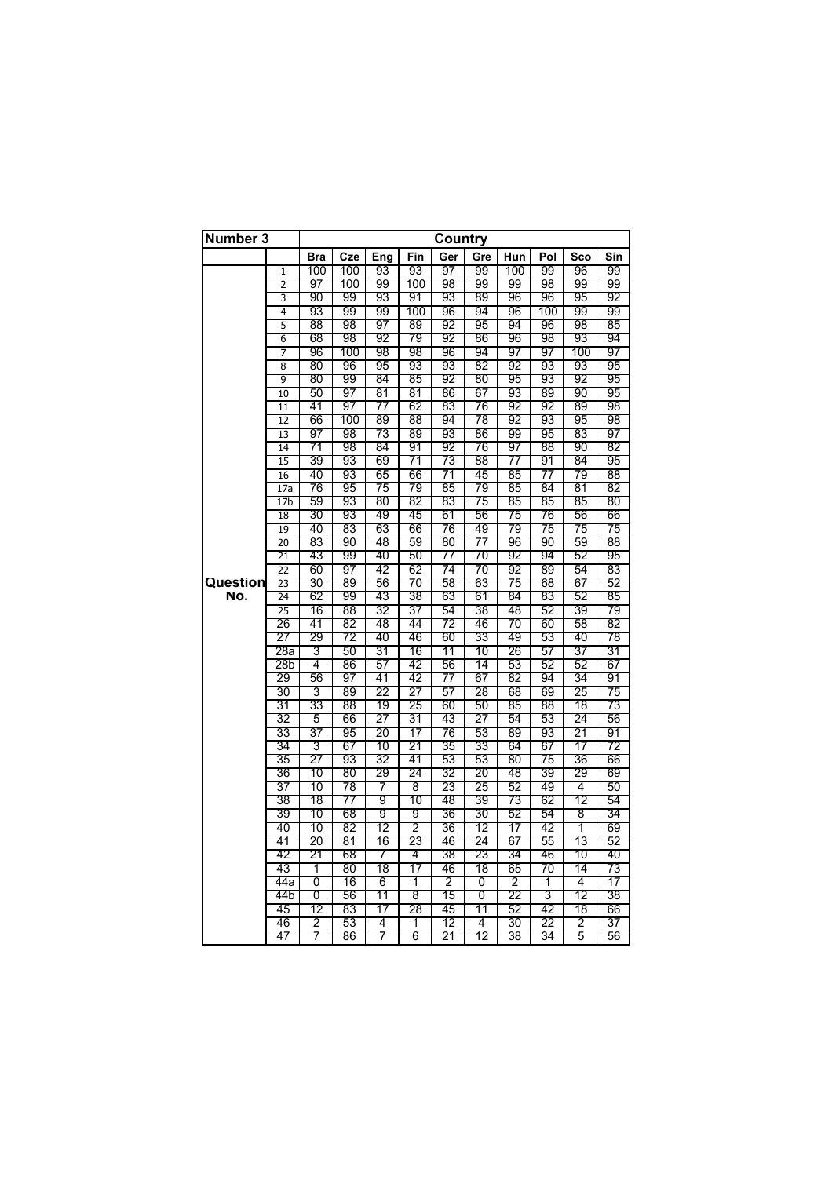| Number 3 | | Country | | | | | | | | | |
|---|---|---|---|---|---|---|---|---|---|---|---|
| | | **Bra** | **Cze** | **Eng** | **Fin** | **Ger** | **Gre** | **Hun** | **Pol** | **Sco** | **Sin** |
| **Question No.** | 1 | 100 | 100 | 93 | 93 | 97 | 99 | 100 | 99 | 96 | 99 |
| | 2 | 97 | 100 | 99 | 100 | 98 | 99 | 99 | 98 | 99 | 99 |
| | 3 | 90 | 99 | 93 | 91 | 93 | 89 | 96 | 96 | 95 | 92 |
| | 4 | 93 | 99 | 99 | 100 | 96 | 94 | 96 | 100 | 99 | 99 |
| | 5 | 88 | 98 | 97 | 89 | 92 | 95 | 94 | 96 | 98 | 85 |
| | 6 | 68 | 98 | 92 | 79 | 92 | 86 | 96 | 98 | 93 | 94 |
| | 7 | 96 | 100 | 98 | 98 | 96 | 94 | 97 | 97 | 100 | 97 |
| | 8 | 80 | 96 | 95 | 93 | 93 | 82 | 92 | 93 | 93 | 95 |
| | 9 | 80 | 99 | 84 | 85 | 92 | 80 | 95 | 93 | 92 | 95 |
| | 10 | 50 | 97 | 81 | 81 | 86 | 67 | 93 | 89 | 90 | 95 |
| | 11 | 41 | 97 | 77 | 62 | 83 | 76 | 92 | 92 | 89 | 98 |
| | 12 | 66 | 100 | 89 | 88 | 94 | 78 | 92 | 93 | 95 | 98 |
| | 13 | 97 | 98 | 73 | 89 | 93 | 86 | 99 | 95 | 83 | 97 |
| | 14 | 71 | 98 | 84 | 91 | 92 | 76 | 97 | 88 | 90 | 82 |
| | 15 | 39 | 93 | 69 | 71 | 73 | 88 | 77 | 91 | 84 | 95 |
| | 16 | 40 | 93 | 65 | 66 | 71 | 45 | 85 | 77 | 79 | 88 |
| | 17a | 76 | 95 | 75 | 79 | 85 | 79 | 85 | 84 | 81 | 82 |
| | 17b | 59 | 93 | 80 | 82 | 83 | 75 | 85 | 85 | 85 | 80 |
| | 18 | 30 | 93 | 49 | 45 | 61 | 56 | 75 | 76 | 56 | 66 |
| | 19 | 40 | 83 | 63 | 66 | 76 | 49 | 79 | 75 | 75 | 75 |
| | 20 | 83 | 90 | 48 | 59 | 80 | 77 | 96 | 90 | 59 | 88 |
| | 21 | 43 | 99 | 40 | 50 | 77 | 70 | 92 | 94 | 52 | 95 |
| | 22 | 60 | 97 | 42 | 62 | 74 | 70 | 92 | 89 | 54 | 83 |
| | 23 | 30 | 89 | 56 | 70 | 58 | 63 | 75 | 68 | 67 | 52 |
| | 24 | 62 | 99 | 43 | 38 | 63 | 61 | 84 | 83 | 52 | 85 |
| | 25 | 16 | 88 | 32 | 37 | 54 | 38 | 48 | 52 | 39 | 79 |
| | 26 | 41 | 82 | 48 | 44 | 72 | 46 | 70 | 60 | 58 | 82 |
| | 27 | 29 | 72 | 40 | 46 | 60 | 33 | 49 | 53 | 40 | 78 |
| | 28a | 3 | 50 | 31 | 16 | 11 | 10 | 26 | 57 | 37 | 31 |
| | 28b | 4 | 86 | 57 | 42 | 56 | 14 | 53 | 52 | 52 | 67 |
| | 29 | 56 | 97 | 41 | 42 | 77 | 67 | 82 | 94 | 34 | 91 |
| | 30 | 3 | 89 | 22 | 27 | 57 | 28 | 68 | 69 | 25 | 75 |
| | 31 | 33 | 88 | 19 | 25 | 60 | 50 | 85 | 88 | 18 | 73 |
| | 32 | 5 | 66 | 27 | 31 | 43 | 27 | 54 | 53 | 24 | 56 |
| | 33 | 37 | 95 | 20 | 17 | 76 | 53 | 89 | 93 | 21 | 91 |
| | 34 | 3 | 67 | 10 | 21 | 35 | 33 | 64 | 67 | 17 | 72 |
| | 35 | 27 | 93 | 32 | 41 | 53 | 53 | 80 | 75 | 36 | 66 |
| | 36 | 10 | 80 | 29 | 24 | 32 | 20 | 48 | 39 | 29 | 69 |
| | 37 | 10 | 78 | 7 | 8 | 23 | 25 | 52 | 49 | 4 | 50 |
| | 38 | 18 | 77 | 9 | 10 | 48 | 39 | 73 | 62 | 12 | 54 |
| | 39 | 10 | 68 | 9 | 9 | 36 | 30 | 52 | 54 | 8 | 34 |
| | 40 | 10 | 82 | 12 | 2 | 36 | 12 | 17 | 42 | 1 | 69 |
| | 41 | 20 | 81 | 16 | 23 | 46 | 24 | 67 | 55 | 13 | 52 |
| | 42 | 21 | 68 | 7 | 4 | 38 | 23 | 34 | 46 | 10 | 40 |
| | 43 | 1 | 80 | 18 | 17 | 46 | 18 | 65 | 70 | 14 | 73 |
| | 44a | 0 | 16 | 6 | 1 | 2 | 0 | 2 | 1 | 4 | 17 |
| | 44b | 0 | 56 | 11 | 8 | 15 | 0 | 22 | 3 | 12 | 38 |
| | 45 | 12 | 83 | 17 | 28 | 45 | 11 | 52 | 42 | 18 | 66 |
| | 46 | 2 | 53 | 4 | 1 | 12 | 4 | 30 | 22 | 2 | 37 |
| | 47 | 7 | 86 | 7 | 6 | 21 | 12 | 38 | 34 | 5 | 56 |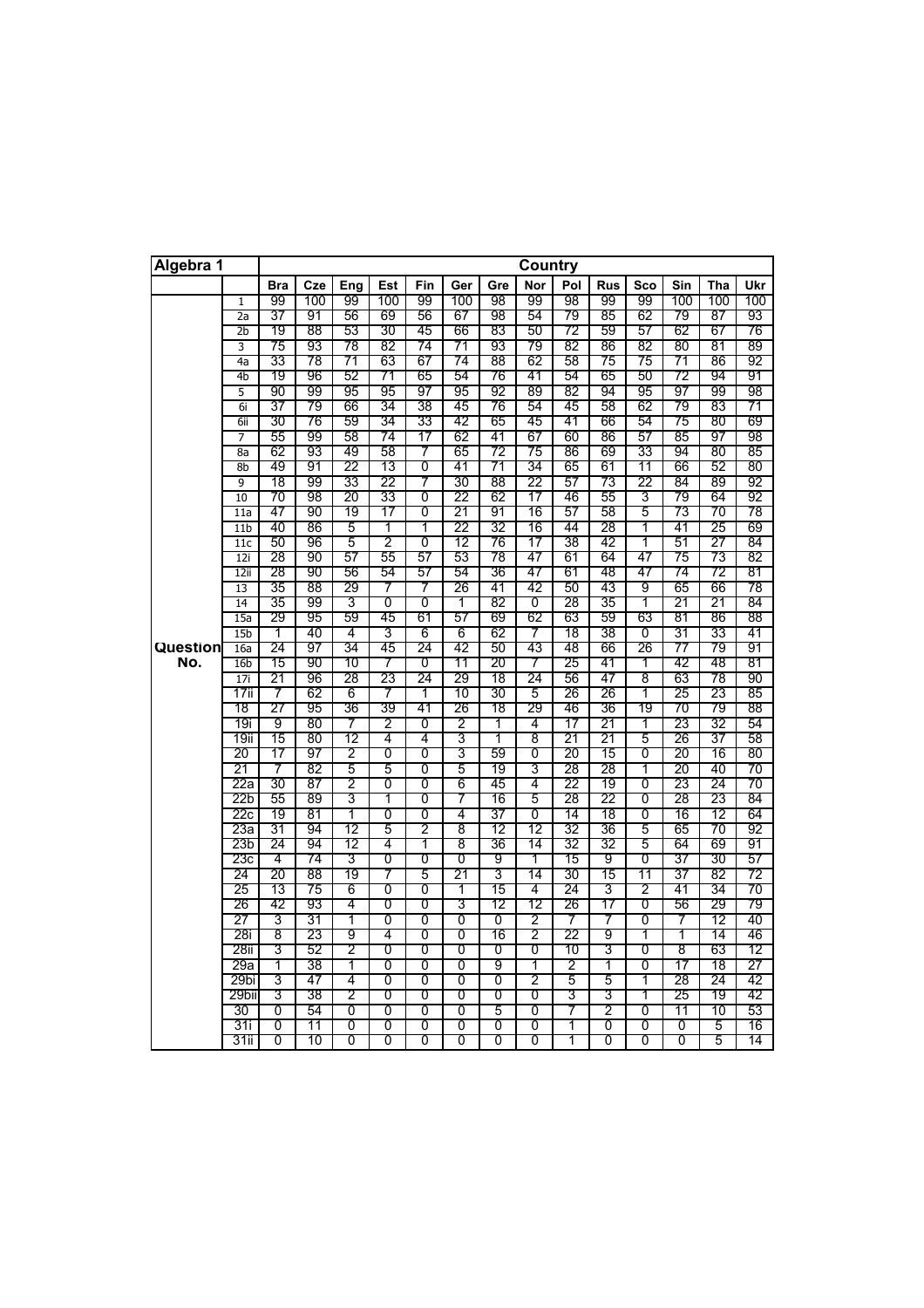| Algebra 1 | | Country | | | | | | | | | | | | | |
|---|---|---|---|---|---|---|---|---|---|---|---|---|---|---|---|
| | | Bra | Cze | Eng | Est | Fin | Ger | Gre | Nor | Pol | Rus | Sco | Sin | Tha | Ukr |
| Question No. | 1 | 99 | 100 | 99 | 100 | 99 | 100 | 98 | 99 | 98 | 99 | 99 | 100 | 100 | 100 |
| | 2a | 37 | 91 | 56 | 69 | 56 | 67 | 98 | 54 | 79 | 85 | 62 | 79 | 87 | 93 |
| | 2b | 19 | 88 | 53 | 30 | 45 | 66 | 83 | 50 | 72 | 59 | 57 | 62 | 67 | 76 |
| | 3 | 75 | 93 | 78 | 82 | 74 | 71 | 93 | 79 | 82 | 86 | 82 | 80 | 81 | 89 |
| | 4a | 33 | 78 | 71 | 63 | 67 | 74 | 88 | 62 | 58 | 75 | 75 | 71 | 86 | 92 |
| | 4b | 19 | 96 | 52 | 71 | 65 | 54 | 76 | 41 | 54 | 65 | 50 | 72 | 94 | 91 |
| | 5 | 90 | 99 | 95 | 95 | 97 | 95 | 92 | 89 | 82 | 94 | 95 | 97 | 99 | 98 |
| | 6i | 37 | 79 | 66 | 34 | 38 | 45 | 76 | 54 | 45 | 58 | 62 | 79 | 83 | 71 |
| | 6ii | 30 | 76 | 59 | 34 | 33 | 42 | 65 | 45 | 41 | 66 | 54 | 75 | 80 | 69 |
| | 7 | 55 | 99 | 58 | 74 | 17 | 62 | 41 | 67 | 60 | 86 | 57 | 85 | 97 | 98 |
| | 8a | 62 | 93 | 49 | 58 | 7 | 65 | 72 | 75 | 86 | 69 | 33 | 94 | 80 | 85 |
| | 8b | 49 | 91 | 22 | 13 | 0 | 41 | 71 | 34 | 65 | 61 | 11 | 66 | 52 | 80 |
| | 9 | 18 | 99 | 33 | 22 | 7 | 30 | 88 | 22 | 57 | 73 | 22 | 84 | 89 | 92 |
| | 10 | 70 | 98 | 20 | 33 | 0 | 22 | 62 | 17 | 46 | 55 | 3 | 79 | 64 | 92 |
| | 11a | 47 | 90 | 19 | 17 | 0 | 21 | 91 | 16 | 57 | 58 | 5 | 73 | 70 | 78 |
| | 11b | 40 | 86 | 5 | 1 | 1 | 22 | 32 | 16 | 44 | 28 | 1 | 41 | 25 | 69 |
| | 11c | 50 | 96 | 5 | 2 | 0 | 12 | 76 | 17 | 38 | 42 | 1 | 51 | 27 | 84 |
| | 12i | 28 | 90 | 57 | 55 | 57 | 53 | 78 | 47 | 61 | 64 | 47 | 75 | 73 | 82 |
| | 12ii | 28 | 90 | 56 | 54 | 57 | 54 | 36 | 47 | 61 | 48 | 47 | 74 | 72 | 81 |
| | 13 | 35 | 88 | 29 | 7 | 7 | 26 | 41 | 42 | 50 | 43 | 9 | 65 | 66 | 78 |
| | 14 | 35 | 99 | 3 | 0 | 0 | 1 | 82 | 0 | 28 | 35 | 1 | 21 | 21 | 84 |
| | 15a | 29 | 95 | 59 | 45 | 61 | 57 | 69 | 62 | 63 | 59 | 63 | 81 | 86 | 88 |
| | 15b | 1 | 40 | 4 | 3 | 6 | 6 | 62 | 7 | 18 | 38 | 0 | 31 | 33 | 41 |
| | 16a | 24 | 97 | 34 | 45 | 24 | 42 | 50 | 43 | 48 | 66 | 26 | 77 | 79 | 91 |
| | 16b | 15 | 90 | 10 | 7 | 0 | 11 | 20 | 7 | 25 | 41 | 1 | 42 | 48 | 81 |
| | 17i | 21 | 96 | 28 | 23 | 24 | 29 | 18 | 24 | 56 | 47 | 8 | 63 | 78 | 90 |
| | 17ii | 7 | 62 | 6 | 7 | 1 | 10 | 30 | 5 | 26 | 26 | 1 | 25 | 23 | 85 |
| | 18 | 27 | 95 | 36 | 39 | 41 | 26 | 18 | 29 | 46 | 36 | 19 | 70 | 79 | 88 |
| | 19i | 9 | 80 | 7 | 2 | 0 | 2 | 1 | 4 | 17 | 21 | 1 | 23 | 32 | 54 |
| | 19ii | 15 | 80 | 12 | 4 | 4 | 3 | 1 | 8 | 21 | 21 | 5 | 26 | 37 | 58 |
| | 20 | 17 | 97 | 2 | 0 | 0 | 3 | 59 | 0 | 20 | 15 | 0 | 20 | 16 | 80 |
| | 21 | 7 | 82 | 5 | 5 | 0 | 5 | 19 | 3 | 28 | 28 | 1 | 20 | 40 | 70 |
| | 22a | 30 | 87 | 2 | 0 | 0 | 6 | 45 | 4 | 22 | 19 | 0 | 23 | 24 | 70 |
| | 22b | 55 | 89 | 3 | 1 | 0 | 7 | 16 | 5 | 28 | 22 | 0 | 28 | 23 | 84 |
| | 22c | 19 | 81 | 1 | 0 | 0 | 4 | 37 | 0 | 14 | 18 | 0 | 16 | 12 | 64 |
| | 23a | 31 | 94 | 12 | 5 | 2 | 8 | 12 | 12 | 32 | 36 | 5 | 65 | 70 | 92 |
| | 23b | 24 | 94 | 12 | 4 | 1 | 8 | 36 | 14 | 32 | 32 | 5 | 64 | 69 | 91 |
| | 23c | 4 | 74 | 3 | 0 | 0 | 0 | 9 | 1 | 15 | 9 | 0 | 37 | 30 | 57 |
| | 24 | 20 | 88 | 19 | 7 | 5 | 21 | 3 | 14 | 30 | 15 | 11 | 37 | 82 | 72 |
| | 25 | 13 | 75 | 6 | 0 | 0 | 1 | 15 | 4 | 24 | 3 | 2 | 41 | 34 | 70 |
| | 26 | 42 | 93 | 4 | 0 | 0 | 3 | 12 | 12 | 26 | 17 | 0 | 56 | 29 | 79 |
| | 27 | 3 | 31 | 1 | 0 | 0 | 0 | 0 | 2 | 7 | 7 | 0 | 7 | 12 | 40 |
| | 28i | 8 | 23 | 9 | 4 | 0 | 0 | 16 | 2 | 22 | 9 | 1 | 1 | 14 | 46 |
| | 28ii | 3 | 52 | 2 | 0 | 0 | 0 | 0 | 0 | 10 | 3 | 0 | 8 | 63 | 12 |
| | 29a | 1 | 38 | 1 | 0 | 0 | 0 | 9 | 1 | 2 | 1 | 0 | 17 | 18 | 27 |
| | 29bi | 3 | 47 | 4 | 0 | 0 | 0 | 0 | 2 | 5 | 5 | 1 | 28 | 24 | 42 |
| | 29bii | 3 | 38 | 2 | 0 | 0 | 0 | 0 | 0 | 3 | 3 | 1 | 25 | 19 | 42 |
| | 30 | 0 | 54 | 0 | 0 | 0 | 0 | 5 | 0 | 7 | 2 | 0 | 11 | 10 | 53 |
| | 31i | 0 | 11 | 0 | 0 | 0 | 0 | 0 | 0 | 1 | 0 | 0 | 0 | 5 | 16 |
| | 31ii | 0 | 10 | 0 | 0 | 0 | 0 | 0 | 0 | 1 | 0 | 0 | 0 | 5 | 14 |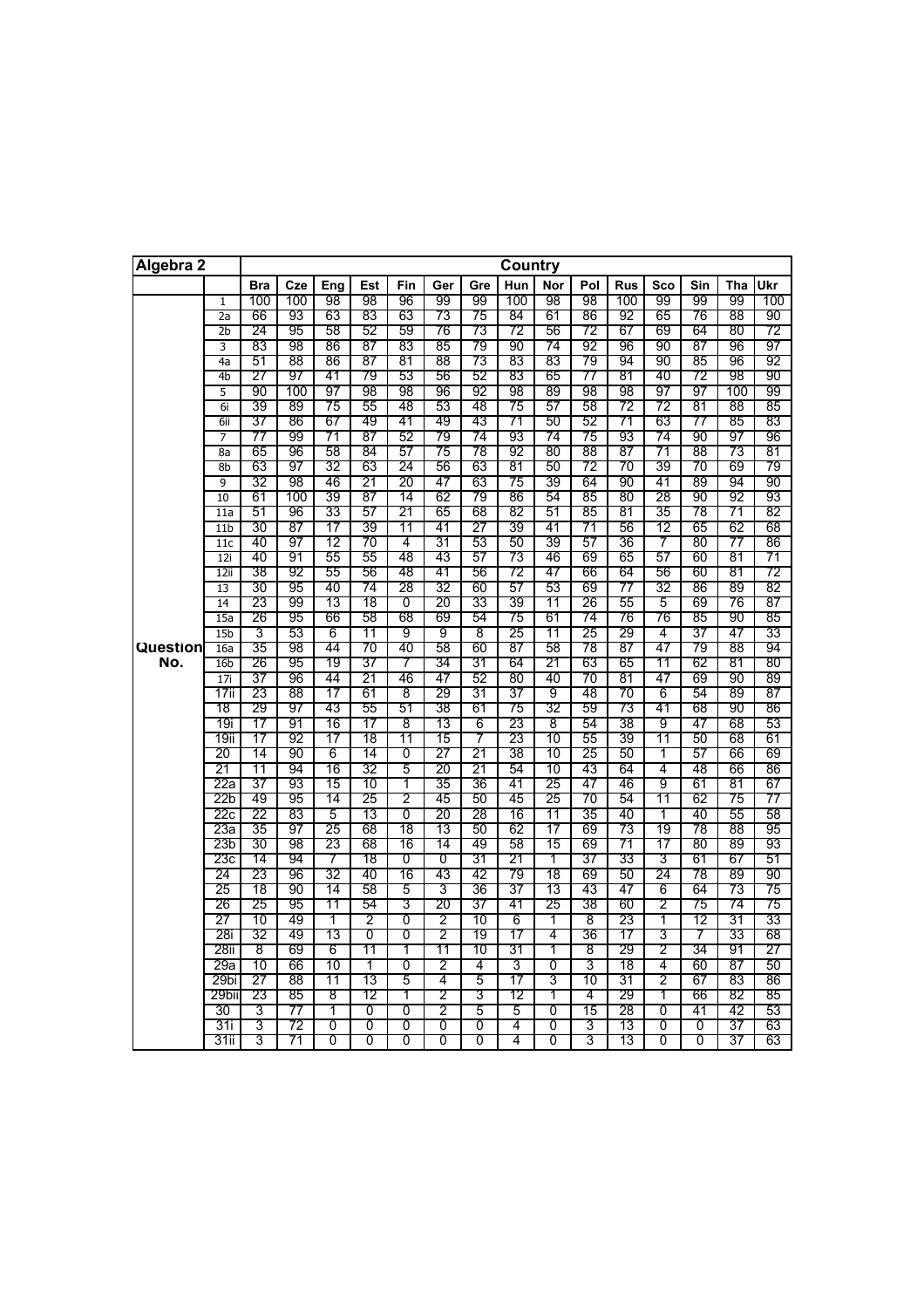| Algebra 2 | | Country | | | | | | | | | | | | | | |
|---|---|---|---|---|---|---|---|---|---|---|---|---|---|---|---|---|
| | | Bra | Cze | Eng | Est | Fin | Ger | Gre | Hun | Nor | Pol | Rus | Sco | Sin | Tha | Ukr |
| Question No. | 1 | 100 | 100 | 98 | 98 | 96 | 99 | 99 | 100 | 98 | 98 | 100 | 99 | 99 | 99 | 100 |
| | 2a | 66 | 93 | 63 | 83 | 63 | 73 | 75 | 84 | 61 | 86 | 92 | 65 | 76 | 88 | 90 |
| | 2b | 24 | 95 | 58 | 52 | 59 | 76 | 73 | 72 | 56 | 72 | 67 | 69 | 64 | 80 | 72 |
| | 3 | 83 | 98 | 86 | 87 | 83 | 85 | 79 | 90 | 74 | 92 | 96 | 90 | 87 | 96 | 97 |
| | 4a | 51 | 88 | 86 | 87 | 81 | 88 | 73 | 83 | 83 | 79 | 94 | 90 | 85 | 96 | 92 |
| | 4b | 27 | 97 | 41 | 79 | 53 | 56 | 52 | 83 | 65 | 77 | 81 | 40 | 72 | 98 | 90 |
| | 5 | 90 | 100 | 97 | 98 | 98 | 96 | 92 | 98 | 89 | 98 | 98 | 97 | 97 | 100 | 99 |
| | 6i | 39 | 89 | 75 | 55 | 48 | 53 | 48 | 75 | 57 | 58 | 72 | 72 | 81 | 88 | 85 |
| | 6ii | 37 | 86 | 67 | 49 | 41 | 49 | 43 | 71 | 50 | 52 | 71 | 63 | 77 | 85 | 83 |
| | 7 | 77 | 99 | 71 | 87 | 52 | 79 | 74 | 93 | 74 | 75 | 93 | 74 | 90 | 97 | 96 |
| | 8a | 65 | 96 | 58 | 84 | 57 | 75 | 78 | 92 | 80 | 88 | 87 | 71 | 88 | 73 | 81 |
| | 8b | 63 | 97 | 32 | 63 | 24 | 56 | 63 | 81 | 50 | 72 | 70 | 39 | 70 | 69 | 79 |
| | 9 | 32 | 98 | 46 | 21 | 20 | 47 | 63 | 75 | 39 | 64 | 90 | 41 | 89 | 94 | 90 |
| | 10 | 61 | 100 | 39 | 87 | 14 | 62 | 79 | 86 | 54 | 85 | 80 | 28 | 90 | 92 | 93 |
| | 11a | 51 | 96 | 33 | 57 | 21 | 65 | 68 | 82 | 51 | 85 | 81 | 35 | 78 | 71 | 82 |
| | 11b | 30 | 87 | 17 | 39 | 11 | 41 | 27 | 39 | 41 | 71 | 56 | 12 | 65 | 62 | 68 |
| | 11c | 40 | 97 | 12 | 70 | 4 | 31 | 53 | 50 | 39 | 57 | 36 | 7 | 80 | 77 | 86 |
| | 12i | 40 | 91 | 55 | 55 | 48 | 43 | 57 | 73 | 46 | 69 | 65 | 57 | 60 | 81 | 71 |
| | 12ii | 38 | 92 | 55 | 56 | 48 | 41 | 56 | 72 | 47 | 66 | 64 | 56 | 60 | 81 | 72 |
| | 13 | 30 | 95 | 40 | 74 | 28 | 32 | 60 | 57 | 53 | 69 | 77 | 32 | 86 | 89 | 82 |
| | 14 | 23 | 99 | 13 | 18 | 0 | 20 | 33 | 39 | 11 | 26 | 55 | 5 | 69 | 76 | 87 |
| | 15a | 26 | 95 | 66 | 58 | 68 | 69 | 54 | 75 | 61 | 74 | 76 | 76 | 85 | 90 | 85 |
| | 15b | 3 | 53 | 6 | 11 | 9 | 9 | 8 | 25 | 11 | 25 | 29 | 4 | 37 | 47 | 33 |
| | 16a | 35 | 98 | 44 | 70 | 40 | 58 | 60 | 87 | 58 | 78 | 87 | 47 | 79 | 88 | 94 |
| | 16b | 26 | 95 | 19 | 37 | 7 | 34 | 31 | 64 | 21 | 63 | 65 | 11 | 62 | 81 | 80 |
| | 17i | 37 | 96 | 44 | 21 | 46 | 47 | 52 | 80 | 40 | 70 | 81 | 47 | 69 | 90 | 89 |
| | 17ii | 23 | 88 | 17 | 61 | 8 | 29 | 31 | 37 | 9 | 48 | 70 | 6 | 54 | 89 | 87 |
| | 18 | 29 | 97 | 43 | 55 | 51 | 38 | 61 | 75 | 32 | 59 | 73 | 41 | 68 | 90 | 86 |
| | 19i | 17 | 91 | 16 | 17 | 8 | 13 | 6 | 23 | 8 | 54 | 38 | 9 | 47 | 68 | 53 |
| | 19ii | 17 | 92 | 17 | 18 | 11 | 15 | 7 | 23 | 10 | 55 | 39 | 11 | 50 | 68 | 61 |
| | 20 | 14 | 90 | 6 | 14 | 0 | 27 | 21 | 38 | 10 | 25 | 50 | 1 | 57 | 66 | 69 |
| | 21 | 11 | 94 | 16 | 32 | 5 | 20 | 21 | 54 | 10 | 43 | 64 | 4 | 48 | 66 | 86 |
| | 22a | 37 | 93 | 15 | 10 | 1 | 35 | 36 | 41 | 25 | 47 | 46 | 9 | 61 | 81 | 67 |
| | 22b | 49 | 95 | 14 | 25 | 2 | 45 | 50 | 45 | 25 | 70 | 54 | 11 | 62 | 75 | 77 |
| | 22c | 22 | 83 | 5 | 13 | 0 | 20 | 28 | 16 | 11 | 35 | 40 | 1 | 40 | 55 | 58 |
| | 23a | 35 | 97 | 25 | 68 | 18 | 13 | 50 | 62 | 17 | 69 | 73 | 19 | 78 | 88 | 95 |
| | 23b | 30 | 98 | 23 | 68 | 16 | 14 | 49 | 58 | 15 | 69 | 71 | 17 | 80 | 89 | 93 |
| | 23c | 14 | 94 | 7 | 18 | 0 | 0 | 31 | 21 | 1 | 37 | 33 | 3 | 61 | 67 | 51 |
| | 24 | 23 | 96 | 32 | 40 | 16 | 43 | 42 | 79 | 18 | 69 | 50 | 24 | 78 | 89 | 90 |
| | 25 | 18 | 90 | 14 | 58 | 5 | 3 | 36 | 37 | 13 | 43 | 47 | 6 | 64 | 73 | 75 |
| | 26 | 25 | 95 | 11 | 54 | 3 | 20 | 37 | 41 | 25 | 38 | 60 | 2 | 75 | 74 | 75 |
| | 27 | 10 | 49 | 1 | 2 | 0 | 2 | 10 | 6 | 1 | 8 | 23 | 1 | 12 | 31 | 33 |
| | 28i | 32 | 49 | 13 | 0 | 0 | 2 | 19 | 17 | 4 | 36 | 17 | 3 | 7 | 33 | 68 |
| | 28ii | 8 | 69 | 6 | 11 | 1 | 11 | 10 | 31 | 1 | 8 | 29 | 2 | 34 | 91 | 27 |
| | 29a | 10 | 66 | 10 | 1 | 0 | 2 | 4 | 3 | 0 | 3 | 18 | 4 | 60 | 87 | 50 |
| | 29bi | 27 | 88 | 11 | 13 | 5 | 4 | 5 | 17 | 3 | 10 | 31 | 2 | 67 | 83 | 86 |
| | 29bii | 23 | 85 | 8 | 12 | 1 | 2 | 3 | 12 | 1 | 4 | 29 | 1 | 66 | 82 | 85 |
| | 30 | 3 | 77 | 1 | 0 | 0 | 2 | 5 | 5 | 0 | 15 | 28 | 0 | 41 | 42 | 53 |
| | 31i | 3 | 72 | 0 | 0 | 0 | 0 | 0 | 4 | 0 | 3 | 13 | 0 | 0 | 37 | 63 |
| | 31ii | 3 | 71 | 0 | 0 | 0 | 0 | 0 | 4 | 0 | 3 | 13 | 0 | 0 | 37 | 63 |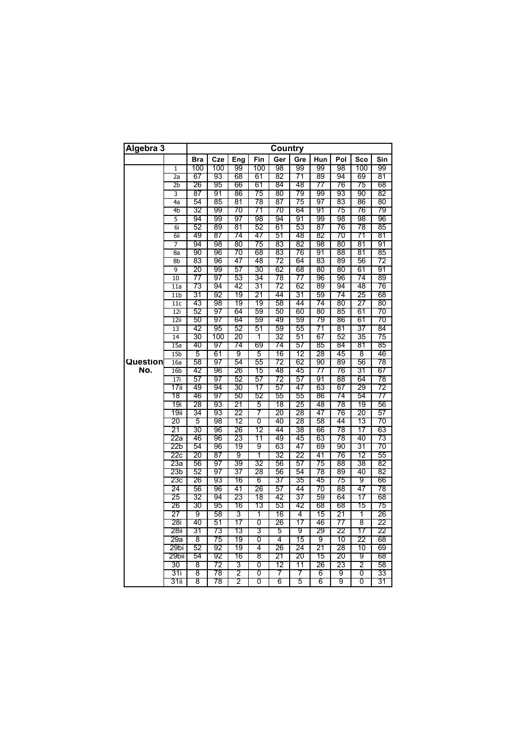| Algebra 3 | | Country | | | | | | | | | |
|---|---|---|---|---|---|---|---|---|---|---|---|
| | | Bra | Cze | Eng | Fin | Ger | Gre | Hun | Pol | Sco | Sin |
| Question No. | 1 | 100 | 100 | 99 | 100 | 98 | 99 | 99 | 98 | 100 | 99 |
| | 2a | 67 | 93 | 68 | 61 | 82 | 71 | 89 | 94 | 69 | 81 |
| | 2b | 26 | 95 | 66 | 61 | 84 | 48 | 77 | 76 | 75 | 68 |
| | 3 | 87 | 91 | 86 | 75 | 80 | 79 | 99 | 93 | 90 | 82 |
| | 4a | 54 | 85 | 81 | 78 | 87 | 75 | 97 | 83 | 86 | 80 |
| | 4b | 32 | 99 | 70 | 71 | 70 | 64 | 91 | 75 | 76 | 79 |
| | 5 | 94 | 99 | 97 | 98 | 94 | 91 | 99 | 98 | 98 | 96 |
| | 6i | 52 | 89 | 81 | 52 | 61 | 53 | 87 | 76 | 78 | 85 |
| | 6ii | 49 | 87 | 74 | 47 | 51 | 48 | 82 | 70 | 71 | 81 |
| | 7 | 94 | 98 | 80 | 75 | 83 | 82 | 98 | 80 | 81 | 91 |
| | 8a | 90 | 96 | 70 | 68 | 83 | 76 | 91 | 88 | 81 | 85 |
| | 8b | 83 | 96 | 47 | 48 | 72 | 64 | 83 | 89 | 56 | 72 |
| | 9 | 20 | 99 | 57 | 30 | 62 | 68 | 80 | 80 | 61 | 91 |
| | 10 | 77 | 97 | 53 | 34 | 78 | 77 | 96 | 96 | 74 | 89 |
| | 11a | 73 | 94 | 42 | 31 | 72 | 62 | 89 | 94 | 48 | 76 |
| | 11b | 31 | 92 | 19 | 21 | 44 | 31 | 59 | 74 | 25 | 68 |
| | 11c | 43 | 98 | 19 | 19 | 58 | 44 | 74 | 80 | 27 | 80 |
| | 12i | 52 | 97 | 64 | 59 | 50 | 60 | 80 | 85 | 61 | 70 |
| | 12ii | 50 | 97 | 64 | 59 | 49 | 59 | 79 | 86 | 61 | 70 |
| | 13 | 42 | 95 | 52 | 51 | 59 | 55 | 71 | 81 | 37 | 84 |
| | 14 | 30 | 100 | 20 | 1 | 32 | 51 | 67 | 52 | 35 | 75 |
| | 15a | 40 | 97 | 74 | 69 | 74 | 57 | 85 | 84 | 81 | 85 |
| | 15b | 5 | 61 | 9 | 5 | 16 | 12 | 28 | 45 | 8 | 46 |
| | 16a | 58 | 97 | 54 | 55 | 72 | 62 | 90 | 89 | 56 | 78 |
| | 16b | 42 | 96 | 26 | 15 | 48 | 45 | 77 | 76 | 31 | 67 |
| | 17i | 57 | 97 | 52 | 57 | 72 | 57 | 91 | 88 | 64 | 78 |
| | 17ii | 49 | 94 | 30 | 17 | 57 | 47 | 63 | 67 | 29 | 72 |
| | 18 | 46 | 97 | 50 | 52 | 55 | 55 | 86 | 74 | 54 | 77 |
| | 19i | 28 | 93 | 21 | 5 | 18 | 25 | 48 | 78 | 19 | 56 |
| | 19ii | 34 | 93 | 22 | 7 | 20 | 28 | 47 | 76 | 20 | 57 |
| | 20 | 5 | 98 | 12 | 0 | 40 | 28 | 58 | 44 | 13 | 70 |
| | 21 | 30 | 96 | 26 | 12 | 44 | 38 | 66 | 78 | 17 | 63 |
| | 22a | 46 | 96 | 23 | 11 | 49 | 45 | 63 | 78 | 40 | 73 |
| | 22b | 54 | 96 | 19 | 9 | 63 | 47 | 69 | 90 | 31 | 70 |
| | 22c | 20 | 87 | 9 | 1 | 32 | 22 | 41 | 76 | 12 | 55 |
| | 23a | 56 | 97 | 39 | 32 | 56 | 57 | 75 | 88 | 38 | 82 |
| | 23b | 52 | 97 | 37 | 28 | 56 | 54 | 78 | 89 | 40 | 82 |
| | 23c | 26 | 93 | 16 | 6 | 37 | 35 | 45 | 75 | 9 | 66 |
| | 24 | 56 | 96 | 41 | 26 | 57 | 44 | 70 | 88 | 47 | 78 |
| | 25 | 32 | 94 | 23 | 18 | 42 | 37 | 59 | 64 | 17 | 68 |
| | 26 | 30 | 95 | 16 | 13 | 53 | 42 | 68 | 68 | 15 | 75 |
| | 27 | 9 | 58 | 3 | 1 | 16 | 4 | 15 | 21 | 1 | 26 |
| | 28i | 40 | 51 | 17 | 0 | 26 | 17 | 46 | 77 | 8 | 22 |
| | 28ii | 31 | 73 | 13 | 3 | 5 | 9 | 29 | 22 | 17 | 22 |
| | 29a | 8 | 75 | 19 | 0 | 4 | 15 | 9 | 10 | 22 | 68 |
| | 29bi | 52 | 92 | 19 | 4 | 26 | 24 | 21 | 28 | 10 | 69 |
| | 29bii | 54 | 92 | 16 | 8 | 21 | 20 | 15 | 20 | 9 | 68 |
| | 30 | 8 | 72 | 3 | 0 | 12 | 11 | 26 | 23 | 2 | 58 |
| | 31i | 8 | 78 | 2 | 0 | 7 | 7 | 6 | 9 | 0 | 33 |
| | 31ii | 8 | 78 | 2 | 0 | 6 | 5 | 6 | 9 | 0 | 31 |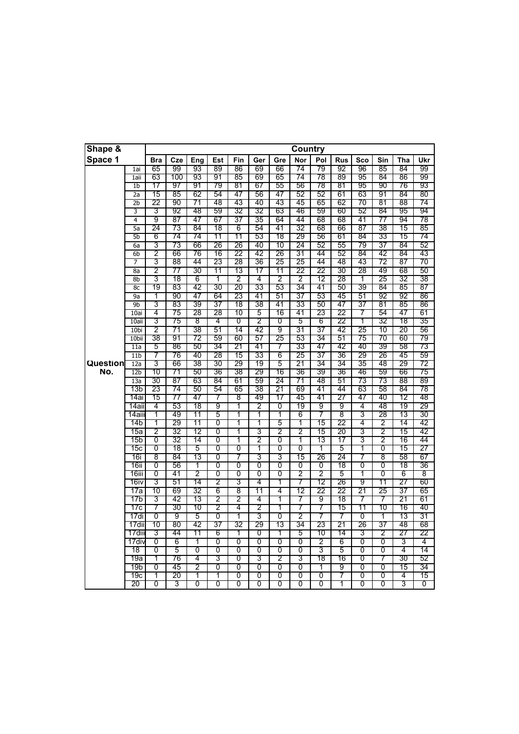| Shape & Space 1 | | Country | | | | | | | | | | | | | |
|---|---|---|---|---|---|---|---|---|---|---|---|---|---|---|---|
| | | Bra | Cze | Eng | Est | Fin | Ger | Gre | Nor | Pol | Rus | Sco | Sin | Tha | Ukr |
| Question No. | 1ai | 65 | 99 | 93 | 89 | 86 | 69 | 66 | 74 | 79 | 92 | 96 | 85 | 84 | 99 |
| | 1aii | 63 | 100 | 93 | 91 | 85 | 69 | 65 | 74 | 78 | 89 | 95 | 84 | 86 | 99 |
| | 1b | 17 | 97 | 91 | 79 | 81 | 67 | 55 | 56 | 78 | 81 | 95 | 90 | 76 | 93 |
| | 2a | 15 | 85 | 62 | 54 | 47 | 56 | 47 | 52 | 52 | 61 | 63 | 91 | 84 | 80 |
| | 2b | 22 | 90 | 71 | 48 | 43 | 40 | 43 | 45 | 65 | 62 | 70 | 81 | 88 | 74 |
| | 3 | 3 | 92 | 48 | 59 | 32 | 32 | 63 | 46 | 59 | 60 | 52 | 84 | 95 | 94 |
| | 4 | 9 | 87 | 47 | 67 | 37 | 35 | 64 | 44 | 68 | 68 | 41 | 77 | 94 | 78 |
| | 5a | 24 | 73 | 84 | 18 | 6 | 54 | 41 | 32 | 68 | 66 | 87 | 38 | 15 | 85 |
| | 5b | 6 | 74 | 74 | 11 | 11 | 53 | 18 | 29 | 56 | 61 | 84 | 33 | 15 | 74 |
| | 6a | 3 | 73 | 66 | 26 | 26 | 40 | 10 | 24 | 52 | 55 | 79 | 37 | 84 | 52 |
| | 6b | 2 | 66 | 76 | 16 | 22 | 42 | 26 | 31 | 44 | 52 | 84 | 42 | 84 | 43 |
| | 7 | 3 | 88 | 44 | 23 | 28 | 36 | 25 | 25 | 44 | 48 | 43 | 72 | 87 | 70 |
| | 8a | 2 | 77 | 30 | 11 | 13 | 17 | 11 | 22 | 22 | 30 | 28 | 49 | 68 | 50 |
| | 8b | 3 | 18 | 6 | 1 | 2 | 4 | 2 | 2 | 12 | 28 | 1 | 25 | 32 | 38 |
| | 8c | 19 | 83 | 42 | 30 | 20 | 33 | 53 | 34 | 41 | 50 | 39 | 84 | 85 | 87 |
| | 9a | 1 | 90 | 47 | 64 | 23 | 41 | 51 | 37 | 53 | 45 | 51 | 92 | 92 | 86 |
| | 9b | 3 | 83 | 39 | 37 | 18 | 38 | 41 | 33 | 50 | 47 | 37 | 81 | 85 | 86 |
| | 10ai | 4 | 75 | 28 | 28 | 10 | 5 | 16 | 41 | 23 | 22 | 7 | 54 | 47 | 61 |
| | 10aii | 3 | 75 | 8 | 4 | 0 | 2 | 0 | 5 | 6 | 22 | 1 | 32 | 18 | 35 |
| | 10bi | 2 | 71 | 38 | 51 | 14 | 42 | 9 | 31 | 37 | 42 | 25 | 10 | 20 | 56 |
| | 10bii | 38 | 91 | 72 | 59 | 60 | 57 | 25 | 53 | 34 | 51 | 75 | 70 | 60 | 79 |
| | 11a | 5 | 86 | 50 | 34 | 21 | 41 | 7 | 33 | 47 | 42 | 40 | 39 | 58 | 73 |
| | 11b | 7 | 76 | 40 | 28 | 15 | 33 | 6 | 25 | 37 | 36 | 29 | 26 | 45 | 59 |
| | 12a | 3 | 66 | 38 | 30 | 29 | 19 | 5 | 21 | 34 | 34 | 35 | 48 | 29 | 72 |
| | 12b | 10 | 71 | 50 | 36 | 38 | 29 | 16 | 36 | 39 | 36 | 46 | 59 | 66 | 75 |
| | 13a | 30 | 87 | 63 | 84 | 61 | 59 | 24 | 71 | 48 | 51 | 73 | 73 | 88 | 89 |
| | 13b | 23 | 74 | 50 | 54 | 65 | 38 | 21 | 69 | 41 | 44 | 63 | 58 | 84 | 78 |
| | 14ai | 15 | 77 | 47 | 7 | 8 | 49 | 17 | 45 | 41 | 27 | 47 | 40 | 12 | 48 |
| | 14aii | 4 | 53 | 18 | 9 | 1 | 2 | 0 | 19 | 9 | 9 | 4 | 48 | 19 | 29 |
| | 14aiii | 1 | 49 | 11 | 5 | 1 | 1 | 1 | 6 | 7 | 8 | 3 | 28 | 13 | 30 |
| | 14b | 1 | 29 | 11 | 0 | 1 | 1 | 5 | 1 | 15 | 22 | 4 | 2 | 14 | 42 |
| | 15a | 2 | 32 | 12 | 0 | 1 | 3 | 2 | 2 | 15 | 20 | 3 | 2 | 15 | 42 |
| | 15b | 0 | 32 | 14 | 0 | 1 | 2 | 0 | 1 | 13 | 17 | 3 | 2 | 16 | 44 |
| | 15c | 0 | 18 | 5 | 0 | 0 | 1 | 0 | 0 | 1 | 5 | 1 | 0 | 15 | 27 |
| | 16i | 8 | 84 | 13 | 0 | 7 | 3 | 3 | 15 | 26 | 24 | 7 | 8 | 58 | 67 |
| | 16ii | 0 | 56 | 1 | 0 | 0 | 0 | 0 | 0 | 0 | 18 | 0 | 0 | 18 | 36 |
| | 16iii | 0 | 41 | 2 | 0 | 0 | 0 | 0 | 2 | 2 | 5 | 1 | 0 | 6 | 8 |
| | 16iv | 3 | 51 | 14 | 2 | 3 | 4 | 1 | 7 | 12 | 26 | 9 | 11 | 27 | 60 |
| | 17a | 10 | 69 | 32 | 6 | 8 | 11 | 4 | 12 | 22 | 22 | 21 | 25 | 37 | 65 |
| | 17b | 3 | 42 | 13 | 2 | 2 | 4 | 1 | 7 | 9 | 18 | 7 | 7 | 21 | 61 |
| | 17c | 7 | 30 | 10 | 2 | 4 | 2 | 1 | 7 | 7 | 15 | 11 | 10 | 16 | 40 |
| | 17di | 0 | 9 | 5 | 0 | 1 | 3 | 0 | 2 | 7 | 7 | 0 | 1 | 13 | 31 |
| | 17dii | 10 | 80 | 42 | 37 | 32 | 29 | 13 | 34 | 23 | 21 | 26 | 37 | 48 | 68 |
| | 17diii | 3 | 44 | 11 | 6 | 1 | 0 | 1 | 5 | 10 | 14 | 3 | 2 | 27 | 22 |
| | 17div | 0 | 6 | 1 | 0 | 0 | 0 | 0 | 0 | 2 | 6 | 0 | 0 | 3 | 4 |
| | 18 | 0 | 5 | 0 | 0 | 0 | 0 | 0 | 0 | 3 | 5 | 0 | 0 | 4 | 14 |
| | 19a | 1 | 76 | 4 | 3 | 0 | 3 | 2 | 3 | 18 | 16 | 0 | 7 | 30 | 52 |
| | 19b | 0 | 45 | 2 | 0 | 0 | 0 | 0 | 0 | 1 | 9 | 0 | 0 | 15 | 34 |
| | 19c | 1 | 20 | 1 | 1 | 0 | 0 | 0 | 0 | 0 | 7 | 0 | 0 | 4 | 15 |
| | 20 | 0 | 3 | 0 | 0 | 0 | 0 | 0 | 0 | 0 | 1 | 0 | 0 | 3 | 0 |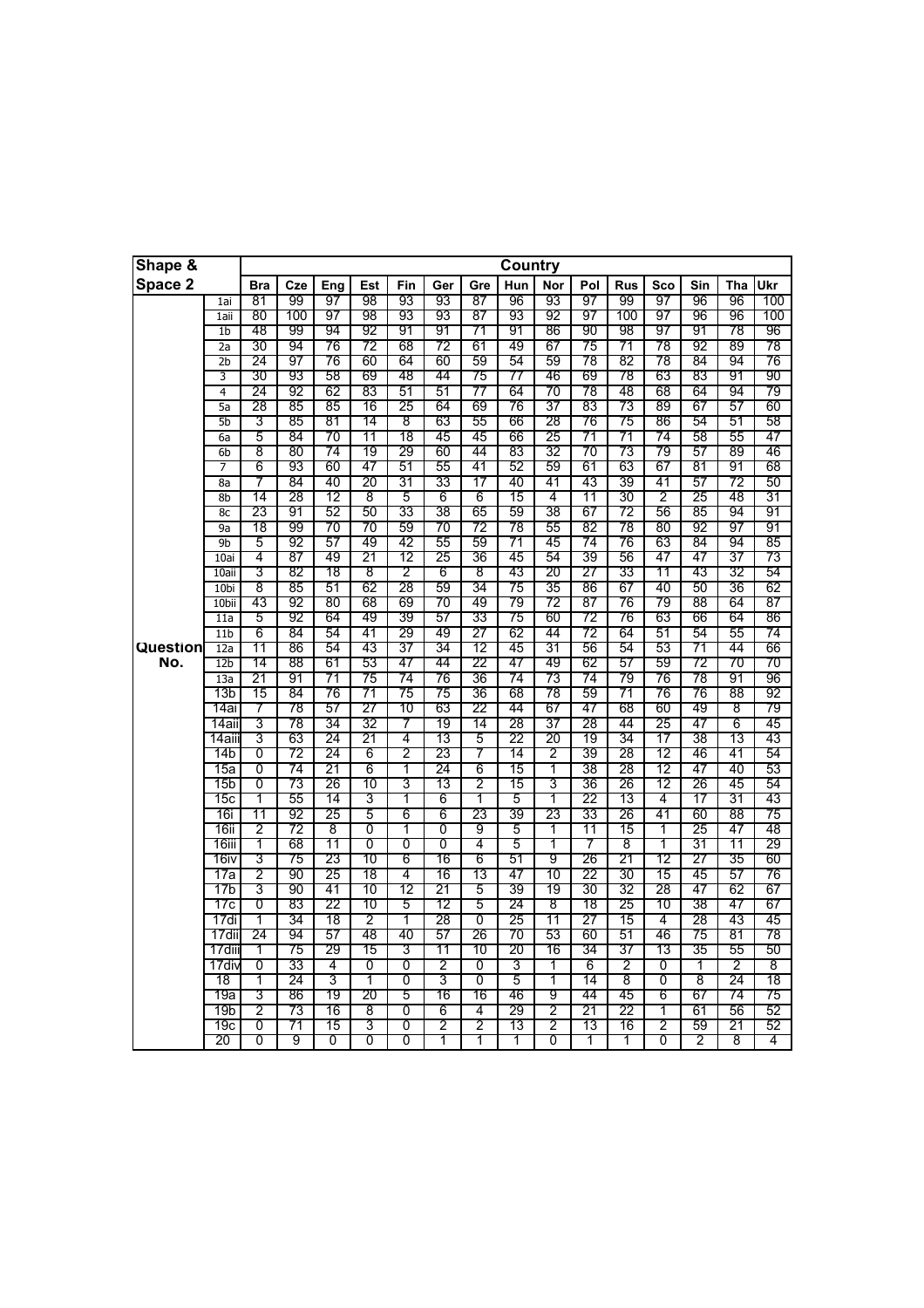| Shape & Space 2 | | Country | | | | | | | | | | | | | | |
|---|---|---|---|---|---|---|---|---|---|---|---|---|---|---|---|---|
| | | Bra | Cze | Eng | Est | Fin | Ger | Gre | Hun | Nor | Pol | Rus | Sco | Sin | Tha | Ukr |
| Question No. | 1ai | 81 | 99 | 97 | 98 | 93 | 93 | 87 | 96 | 93 | 97 | 99 | 97 | 96 | 96 | 100 |
| | 1aii | 80 | 100 | 97 | 98 | 93 | 93 | 87 | 93 | 92 | 97 | 100 | 97 | 96 | 96 | 100 |
| | 1b | 48 | 99 | 94 | 92 | 91 | 91 | 71 | 91 | 86 | 90 | 98 | 97 | 91 | 78 | 96 |
| | 2a | 30 | 94 | 76 | 72 | 68 | 72 | 61 | 49 | 67 | 75 | 71 | 78 | 92 | 89 | 78 |
| | 2b | 24 | 97 | 76 | 60 | 64 | 60 | 59 | 54 | 59 | 78 | 82 | 78 | 84 | 94 | 76 |
| | 3 | 30 | 93 | 58 | 69 | 48 | 44 | 75 | 77 | 46 | 69 | 78 | 63 | 83 | 91 | 90 |
| | 4 | 24 | 92 | 62 | 83 | 51 | 51 | 77 | 64 | 70 | 78 | 48 | 68 | 64 | 94 | 79 |
| | 5a | 28 | 85 | 85 | 16 | 25 | 64 | 69 | 76 | 37 | 83 | 73 | 89 | 67 | 57 | 60 |
| | 5b | 3 | 85 | 81 | 14 | 8 | 63 | 55 | 66 | 28 | 76 | 75 | 86 | 54 | 51 | 58 |
| | 6a | 5 | 84 | 70 | 11 | 18 | 45 | 45 | 66 | 25 | 71 | 71 | 74 | 58 | 55 | 47 |
| | 6b | 8 | 80 | 74 | 19 | 29 | 60 | 44 | 83 | 32 | 70 | 73 | 79 | 57 | 89 | 46 |
| | 7 | 6 | 93 | 60 | 47 | 51 | 55 | 41 | 52 | 59 | 61 | 63 | 67 | 81 | 91 | 68 |
| | 8a | 7 | 84 | 40 | 20 | 31 | 33 | 17 | 40 | 41 | 43 | 39 | 41 | 57 | 72 | 50 |
| | 8b | 14 | 28 | 12 | 8 | 5 | 6 | 6 | 15 | 4 | 11 | 30 | 2 | 25 | 48 | 31 |
| | 8c | 23 | 91 | 52 | 50 | 33 | 38 | 65 | 59 | 38 | 67 | 72 | 56 | 85 | 94 | 91 |
| | 9a | 18 | 99 | 70 | 70 | 59 | 70 | 72 | 78 | 55 | 82 | 78 | 80 | 92 | 97 | 91 |
| | 9b | 5 | 92 | 57 | 49 | 42 | 55 | 59 | 71 | 45 | 74 | 76 | 63 | 84 | 94 | 85 |
| | 10ai | 4 | 87 | 49 | 21 | 12 | 25 | 36 | 45 | 54 | 39 | 56 | 47 | 47 | 37 | 73 |
| | 10aii | 3 | 82 | 18 | 8 | 2 | 6 | 8 | 43 | 20 | 27 | 33 | 11 | 43 | 32 | 54 |
| | 10bi | 8 | 85 | 51 | 62 | 28 | 59 | 34 | 75 | 35 | 86 | 67 | 40 | 50 | 36 | 62 |
| | 10bii | 43 | 92 | 80 | 68 | 69 | 70 | 49 | 79 | 72 | 87 | 76 | 79 | 88 | 64 | 87 |
| | 11a | 5 | 92 | 64 | 49 | 39 | 57 | 33 | 75 | 60 | 72 | 76 | 63 | 66 | 64 | 86 |
| | 11b | 6 | 84 | 54 | 41 | 29 | 49 | 27 | 62 | 44 | 72 | 64 | 51 | 54 | 55 | 74 |
| | 12a | 11 | 86 | 54 | 43 | 37 | 34 | 12 | 45 | 31 | 56 | 54 | 53 | 71 | 44 | 66 |
| | 12b | 14 | 88 | 61 | 53 | 47 | 44 | 22 | 47 | 49 | 62 | 57 | 59 | 72 | 70 | 70 |
| | 13a | 21 | 91 | 71 | 75 | 74 | 76 | 36 | 74 | 73 | 74 | 79 | 76 | 78 | 91 | 96 |
| | 13b | 15 | 84 | 76 | 71 | 75 | 75 | 36 | 68 | 78 | 59 | 71 | 76 | 76 | 88 | 92 |
| | 14ai | 7 | 78 | 57 | 27 | 10 | 63 | 22 | 44 | 67 | 47 | 68 | 60 | 49 | 8 | 79 |
| | 14aii | 3 | 78 | 34 | 32 | 7 | 19 | 14 | 28 | 37 | 28 | 44 | 25 | 47 | 6 | 45 |
| | 14aiii | 3 | 63 | 24 | 21 | 4 | 13 | 5 | 22 | 20 | 19 | 34 | 17 | 38 | 13 | 43 |
| | 14b | 0 | 72 | 24 | 6 | 2 | 23 | 7 | 14 | 2 | 39 | 28 | 12 | 46 | 41 | 54 |
| | 15a | 0 | 74 | 21 | 6 | 1 | 24 | 6 | 15 | 1 | 38 | 28 | 12 | 47 | 40 | 53 |
| | 15b | 0 | 73 | 26 | 10 | 3 | 13 | 2 | 15 | 3 | 36 | 26 | 12 | 26 | 45 | 54 |
| | 15c | 1 | 55 | 14 | 3 | 1 | 6 | 1 | 5 | 1 | 22 | 13 | 4 | 17 | 31 | 43 |
| | 16i | 11 | 92 | 25 | 5 | 6 | 6 | 23 | 39 | 23 | 33 | 26 | 41 | 60 | 88 | 75 |
| | 16ii | 2 | 72 | 8 | 0 | 1 | 0 | 9 | 5 | 1 | 11 | 15 | 1 | 25 | 47 | 48 |
| | 16iii | 1 | 68 | 11 | 0 | 0 | 0 | 4 | 5 | 1 | 7 | 8 | 1 | 31 | 11 | 29 |
| | 16iv | 3 | 75 | 23 | 10 | 6 | 16 | 6 | 51 | 9 | 26 | 21 | 12 | 27 | 35 | 60 |
| | 17a | 2 | 90 | 25 | 18 | 4 | 16 | 13 | 47 | 10 | 22 | 30 | 15 | 45 | 57 | 76 |
| | 17b | 3 | 90 | 41 | 10 | 12 | 21 | 5 | 39 | 19 | 30 | 32 | 28 | 47 | 62 | 67 |
| | 17c | 0 | 83 | 22 | 10 | 5 | 12 | 5 | 24 | 8 | 18 | 25 | 10 | 38 | 47 | 67 |
| | 17di | 1 | 34 | 18 | 2 | 1 | 28 | 0 | 25 | 11 | 27 | 15 | 4 | 28 | 43 | 45 |
| | 17dii | 24 | 94 | 57 | 48 | 40 | 57 | 26 | 70 | 53 | 60 | 51 | 46 | 75 | 81 | 78 |
| | 17diii | 1 | 75 | 29 | 15 | 3 | 11 | 10 | 20 | 16 | 34 | 37 | 13 | 35 | 55 | 50 |
| | 17div | 0 | 33 | 4 | 0 | 0 | 2 | 0 | 3 | 1 | 6 | 2 | 0 | 1 | 2 | 8 |
| | 18 | 1 | 24 | 3 | 1 | 0 | 3 | 0 | 5 | 1 | 14 | 8 | 0 | 8 | 24 | 18 |
| | 19a | 3 | 86 | 19 | 20 | 5 | 16 | 16 | 46 | 9 | 44 | 45 | 6 | 67 | 74 | 75 |
| | 19b | 2 | 73 | 16 | 8 | 0 | 6 | 4 | 29 | 2 | 21 | 22 | 1 | 61 | 56 | 52 |
| | 19c | 0 | 71 | 15 | 3 | 0 | 2 | 2 | 13 | 2 | 13 | 16 | 2 | 59 | 21 | 52 |
| | 20 | 0 | 9 | 0 | 0 | 0 | 1 | 1 | 1 | 0 | 1 | 1 | 0 | 2 | 8 | 4 |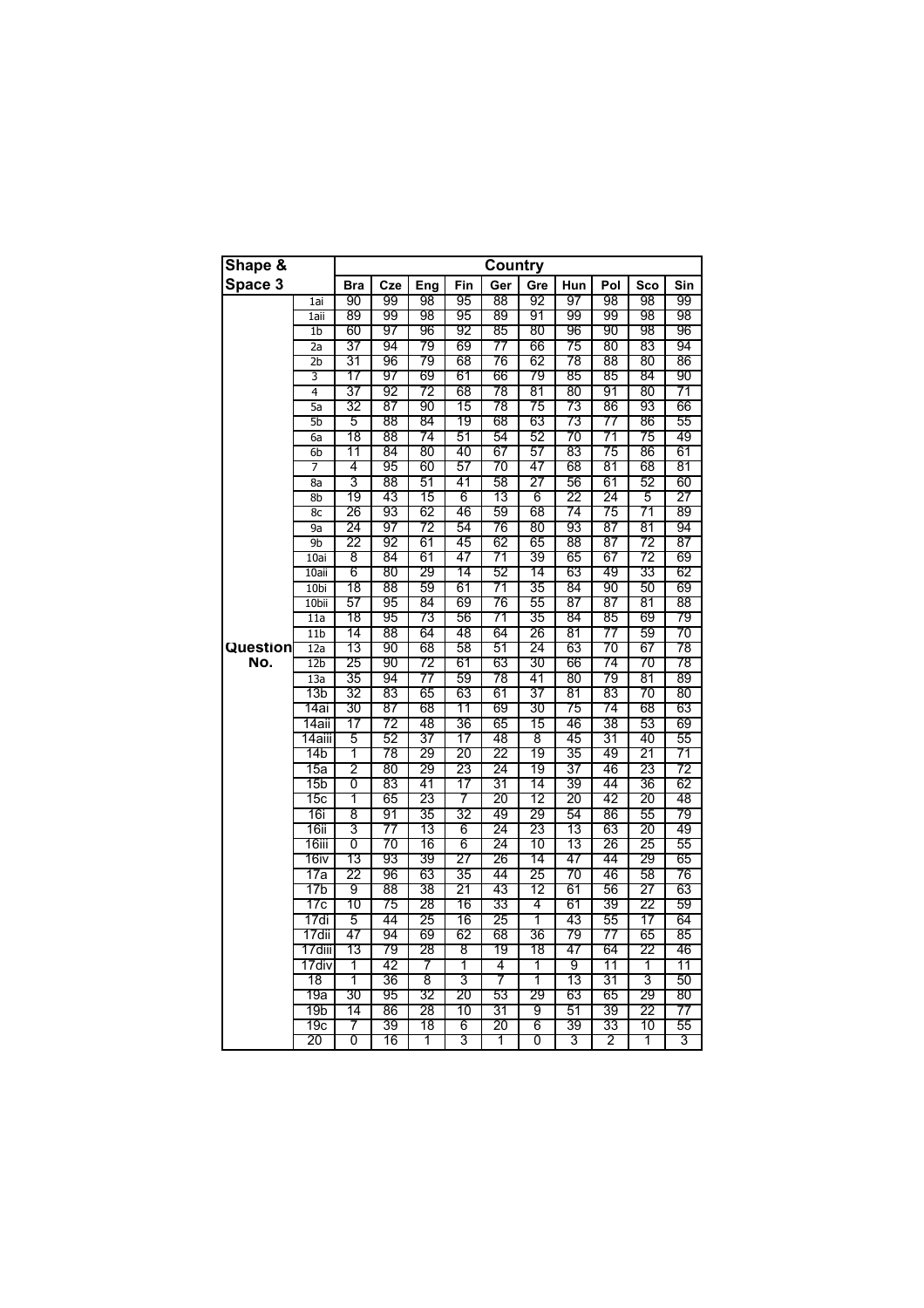| Shape & Space 3 | | Country | | | | | | | | | |
|---|---|---|---|---|---|---|---|---|---|---|---|
| | | Bra | Cze | Eng | Fin | Ger | Gre | Hun | Pol | Sco | Sin |
| Question No. | 1ai | 90 | 99 | 98 | 95 | 88 | 92 | 97 | 98 | 98 | 99 |
| | 1aii | 89 | 99 | 98 | 95 | 89 | 91 | 99 | 99 | 98 | 98 |
| | 1b | 60 | 97 | 96 | 92 | 85 | 80 | 96 | 90 | 98 | 96 |
| | 2a | 37 | 94 | 79 | 69 | 77 | 66 | 75 | 80 | 83 | 94 |
| | 2b | 31 | 96 | 79 | 68 | 76 | 62 | 78 | 88 | 80 | 86 |
| | 3 | 17 | 97 | 69 | 61 | 66 | 79 | 85 | 85 | 84 | 90 |
| | 4 | 37 | 92 | 72 | 68 | 78 | 81 | 80 | 91 | 80 | 71 |
| | 5a | 32 | 87 | 90 | 15 | 78 | 75 | 73 | 86 | 93 | 66 |
| | 5b | 5 | 88 | 84 | 19 | 68 | 63 | 73 | 77 | 86 | 55 |
| | 6a | 18 | 88 | 74 | 51 | 54 | 52 | 70 | 71 | 75 | 49 |
| | 6b | 11 | 84 | 80 | 40 | 67 | 57 | 83 | 75 | 86 | 61 |
| | 7 | 4 | 95 | 60 | 57 | 70 | 47 | 68 | 81 | 68 | 81 |
| | 8a | 3 | 88 | 51 | 41 | 58 | 27 | 56 | 61 | 52 | 60 |
| | 8b | 19 | 43 | 15 | 6 | 13 | 6 | 22 | 24 | 5 | 27 |
| | 8c | 26 | 93 | 62 | 46 | 59 | 68 | 74 | 75 | 71 | 89 |
| | 9a | 24 | 97 | 72 | 54 | 76 | 80 | 93 | 87 | 81 | 94 |
| | 9b | 22 | 92 | 61 | 45 | 62 | 65 | 88 | 87 | 72 | 87 |
| | 10ai | 8 | 84 | 61 | 47 | 71 | 39 | 65 | 67 | 72 | 69 |
| | 10aii | 6 | 80 | 29 | 14 | 52 | 14 | 63 | 49 | 33 | 62 |
| | 10bi | 18 | 88 | 59 | 61 | 71 | 35 | 84 | 90 | 50 | 69 |
| | 10bii | 57 | 95 | 84 | 69 | 76 | 55 | 87 | 87 | 81 | 88 |
| | 11a | 18 | 95 | 73 | 56 | 71 | 35 | 84 | 85 | 69 | 79 |
| | 11b | 14 | 88 | 64 | 48 | 64 | 26 | 81 | 77 | 59 | 70 |
| | 12a | 13 | 90 | 68 | 58 | 51 | 24 | 63 | 70 | 67 | 78 |
| | 12b | 25 | 90 | 72 | 61 | 63 | 30 | 66 | 74 | 70 | 78 |
| | 13a | 35 | 94 | 77 | 59 | 78 | 41 | 80 | 79 | 81 | 89 |
| | 13b | 32 | 83 | 65 | 63 | 61 | 37 | 81 | 83 | 70 | 80 |
| | 14ai | 30 | 87 | 68 | 11 | 69 | 30 | 75 | 74 | 68 | 63 |
| | 14aii | 17 | 72 | 48 | 36 | 65 | 15 | 46 | 38 | 53 | 69 |
| | 14aiii | 5 | 52 | 37 | 17 | 48 | 8 | 45 | 31 | 40 | 55 |
| | 14b | 1 | 78 | 29 | 20 | 22 | 19 | 35 | 49 | 21 | 71 |
| | 15a | 2 | 80 | 29 | 23 | 24 | 19 | 37 | 46 | 23 | 72 |
| | 15b | 0 | 83 | 41 | 17 | 31 | 14 | 39 | 44 | 36 | 62 |
| | 15c | 1 | 65 | 23 | 7 | 20 | 12 | 20 | 42 | 20 | 48 |
| | 16i | 8 | 91 | 35 | 32 | 49 | 29 | 54 | 86 | 55 | 79 |
| | 16ii | 3 | 77 | 13 | 6 | 24 | 23 | 13 | 63 | 20 | 49 |
| | 16iii | 0 | 70 | 16 | 6 | 24 | 10 | 13 | 26 | 25 | 55 |
| | 16iv | 13 | 93 | 39 | 27 | 26 | 14 | 47 | 44 | 29 | 65 |
| | 17a | 22 | 96 | 63 | 35 | 44 | 25 | 70 | 46 | 58 | 76 |
| | 17b | 9 | 88 | 38 | 21 | 43 | 12 | 61 | 56 | 27 | 63 |
| | 17c | 10 | 75 | 28 | 16 | 33 | 4 | 61 | 39 | 22 | 59 |
| | 17di | 5 | 44 | 25 | 16 | 25 | 1 | 43 | 55 | 17 | 64 |
| | 17dii | 47 | 94 | 69 | 62 | 68 | 36 | 79 | 77 | 65 | 85 |
| | 17diii | 13 | 79 | 28 | 8 | 19 | 18 | 47 | 64 | 22 | 46 |
| | 17div | 1 | 42 | 7 | 1 | 4 | 1 | 9 | 11 | 1 | 11 |
| | 18 | 1 | 36 | 8 | 3 | 7 | 1 | 13 | 31 | 3 | 50 |
| | 19a | 30 | 95 | 32 | 20 | 53 | 29 | 63 | 65 | 29 | 80 |
| | 19b | 14 | 86 | 28 | 10 | 31 | 9 | 51 | 39 | 22 | 77 |
| | 19c | 7 | 39 | 18 | 6 | 20 | 6 | 39 | 33 | 10 | 55 |
| | 20 | 0 | 16 | 1 | 3 | 1 | 0 | 3 | 2 | 1 | 3 |